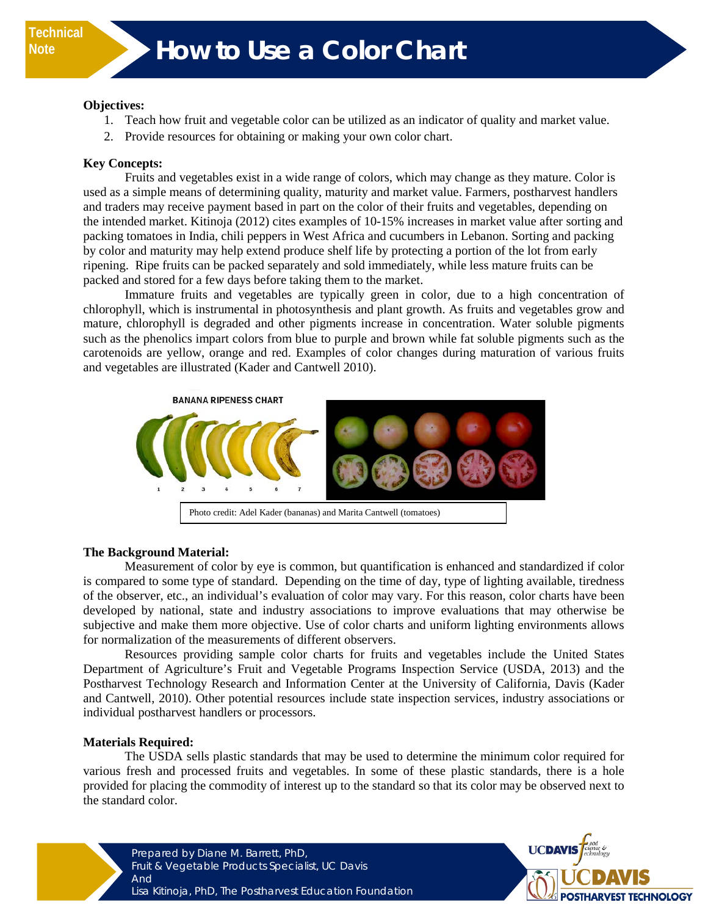Technical Note

# How to Use a Color Chart

**Objectives:**

1. Teach how fruit and vegetable color can be utilized as an indicator of quality and market value.
2. Provide resources for obtaining or making your own color chart.

**Key Concepts:**

Fruits and vegetables exist in a wide range of colors, which may change as they mature. Color is used as a simple means of determining quality, maturity and market value. Farmers, postharvest handlers and traders may receive payment based in part on the color of their fruits and vegetables, depending on the intended market. Kitinoja (2012) cites examples of 10-15% increases in market value after sorting and packing tomatoes in India, chili peppers in West Africa and cucumbers in Lebanon. Sorting and packing by color and maturity may help extend produce shelf life by protecting a portion of the lot from early ripening. Ripe fruits can be packed separately and sold immediately, while less mature fruits can be packed and stored for a few days before taking them to the market.

Immature fruits and vegetables are typically green in color, due to a high concentration of chlorophyll, which is instrumental in photosynthesis and plant growth. As fruits and vegetables grow and mature, chlorophyll is degraded and other pigments increase in concentration. Water soluble pigments such as the phenolics impart colors from blue to purple and brown while fat soluble pigments such as the carotenoids are yellow, orange and red. Examples of color changes during maturation of various fruits and vegetables are illustrated (Kader and Cantwell 2010).

BANANA RIPENESS CHART

1 2 3 4 5 6 7

Photo credit: Adel Kader (bananas) and Marita Cantwell (tomatoes)

**The Background Material:**

Measurement of color by eye is common, but quantification is enhanced and standardized if color is compared to some type of standard. Depending on the time of day, type of lighting available, tiredness of the observer, etc., an individual's evaluation of color may vary. For this reason, color charts have been developed by national, state and industry associations to improve evaluations that may otherwise be subjective and make them more objective. Use of color charts and uniform lighting environments allows for normalization of the measurements of different observers.

Resources providing sample color charts for fruits and vegetables include the United States Department of Agriculture's Fruit and Vegetable Programs Inspection Service (USDA, 2013) and the Postharvest Technology Research and Information Center at the University of California, Davis (Kader and Cantwell, 2010). Other potential resources include state inspection services, industry associations or individual postharvest handlers or processors.

**Materials Required:**

The USDA sells plastic standards that may be used to determine the minimum color required for various fresh and processed fruits and vegetables. In some of these plastic standards, there is a hole provided for placing the commodity of interest up to the standard so that its color may be observed next to the standard color.

Prepared by Diane M. Barrett, PhD,
Fruit & Vegetable Products Specialist, UC Davis
And
Lisa Kitinoja, PhD, The Postharvest Education Foundation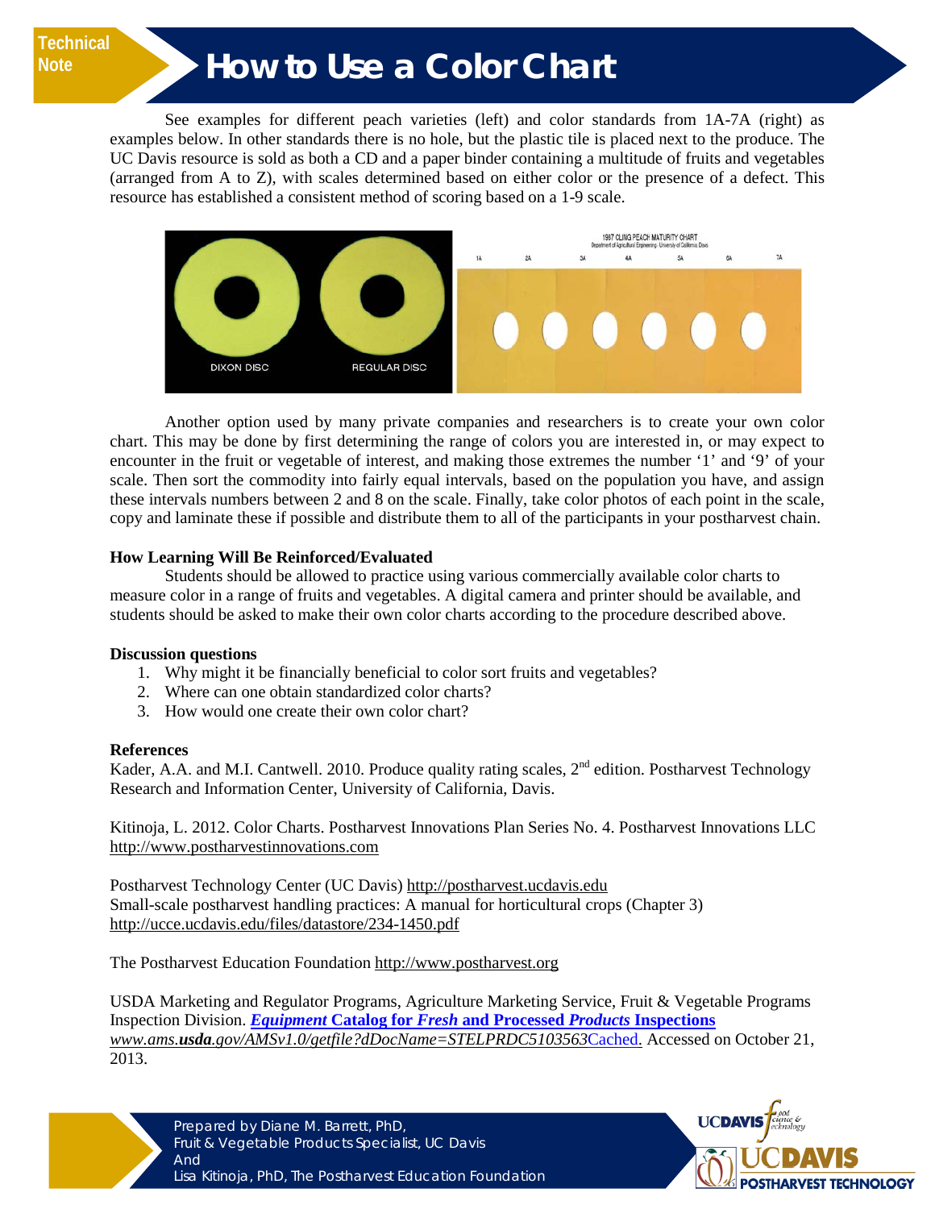# How to Use a Color Chart

See examples for different peach varieties (left) and color standards from 1A-7A (right) as examples below. In other standards there is no hole, but the plastic tile is placed next to the produce. The UC Davis resource is sold as both a CD and a paper binder containing a multitude of fruits and vegetables (arranged from A to Z), with scales determined based on either color or the presence of a defect. This resource has established a consistent method of scoring based on a 1-9 scale.

DIXON DISC

REGULAR DISC

1987 CLING PEACH MATURITY CHART

Department of Agricultural Engineering · University of California, Davis

1A 2A 3A 4A 5A 6A 7A

Another option used by many private companies and researchers is to create your own color chart. This may be done by first determining the range of colors you are interested in, or may expect to encounter in the fruit or vegetable of interest, and making those extremes the number '1' and '9' of your scale. Then sort the commodity into fairly equal intervals, based on the population you have, and assign these intervals numbers between 2 and 8 on the scale. Finally, take color photos of each point in the scale, copy and laminate these if possible and distribute them to all of the participants in your postharvest chain.

**How Learning Will Be Reinforced/Evaluated**

Students should be allowed to practice using various commercially available color charts to measure color in a range of fruits and vegetables. A digital camera and printer should be available, and students should be asked to make their own color charts according to the procedure described above.

**Discussion questions**

1. Why might it be financially beneficial to color sort fruits and vegetables?
2. Where can one obtain standardized color charts?
3. How would one create their own color chart?

**References**

Kader, A.A. and M.I. Cantwell. 2010. Produce quality rating scales, 2nd edition. Postharvest Technology Research and Information Center, University of California, Davis.

Kitinoja, L. 2012. Color Charts. Postharvest Innovations Plan Series No. 4. Postharvest Innovations LLC http://www.postharvestinnovations.com

Postharvest Technology Center (UC Davis) http://postharvest.ucdavis.edu
Small-scale postharvest handling practices: A manual for horticultural crops (Chapter 3) http://ucce.ucdavis.edu/files/datastore/234-1450.pdf

The Postharvest Education Foundation http://www.postharvest.org

USDA Marketing and Regulator Programs, Agriculture Marketing Service, Fruit & Vegetable Programs Inspection Division. ***Equipment* Catalog for *Fresh* and Processed *Products* Inspections** *www.ams.**usda**.gov/AMSv1.0/getfile?dDocName=STELPRDC5103563*Cached. Accessed on October 21, 2013.

Prepared by Diane M. Barrett, PhD,
Fruit & Vegetable Products Specialist, UC Davis
And
Lisa Kitinoja, PhD, The Postharvest Education Foundation